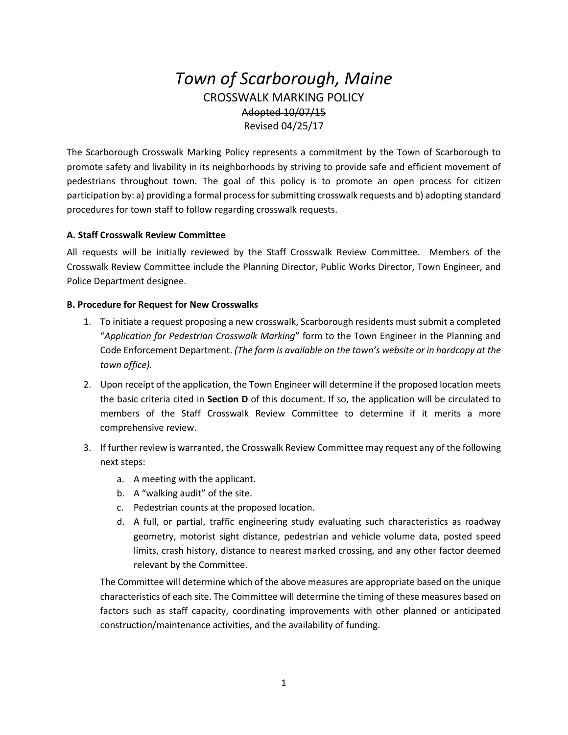# *Town of Scarborough, Maine*

CROSSWALK MARKING POLICY

~~Adopted 10/07/15~~

Revised 04/25/17

The Scarborough Crosswalk Marking Policy represents a commitment by the Town of Scarborough to promote safety and livability in its neighborhoods by striving to provide safe and efficient movement of pedestrians throughout town. The goal of this policy is to promote an open process for citizen participation by: a) providing a formal process for submitting crosswalk requests and b) adopting standard procedures for town staff to follow regarding crosswalk requests.

**A. Staff Crosswalk Review Committee**

All requests will be initially reviewed by the Staff Crosswalk Review Committee. Members of the Crosswalk Review Committee include the Planning Director, Public Works Director, Town Engineer, and Police Department designee.

**B. Procedure for Request for New Crosswalks**

1. To initiate a request proposing a new crosswalk, Scarborough residents must submit a completed "*Application for Pedestrian Crosswalk Marking*" form to the Town Engineer in the Planning and Code Enforcement Department. *(The form is available on the town's website or in hardcopy at the town office).*
2. Upon receipt of the application, the Town Engineer will determine if the proposed location meets the basic criteria cited in **Section D** of this document. If so, the application will be circulated to members of the Staff Crosswalk Review Committee to determine if it merits a more comprehensive review.
3. If further review is warranted, the Crosswalk Review Committee may request any of the following next steps:
   a. A meeting with the applicant.
   b. A "walking audit" of the site.
   c. Pedestrian counts at the proposed location.
   d. A full, or partial, traffic engineering study evaluating such characteristics as roadway geometry, motorist sight distance, pedestrian and vehicle volume data, posted speed limits, crash history, distance to nearest marked crossing, and any other factor deemed relevant by the Committee.

   The Committee will determine which of the above measures are appropriate based on the unique characteristics of each site. The Committee will determine the timing of these measures based on factors such as staff capacity, coordinating improvements with other planned or anticipated construction/maintenance activities, and the availability of funding.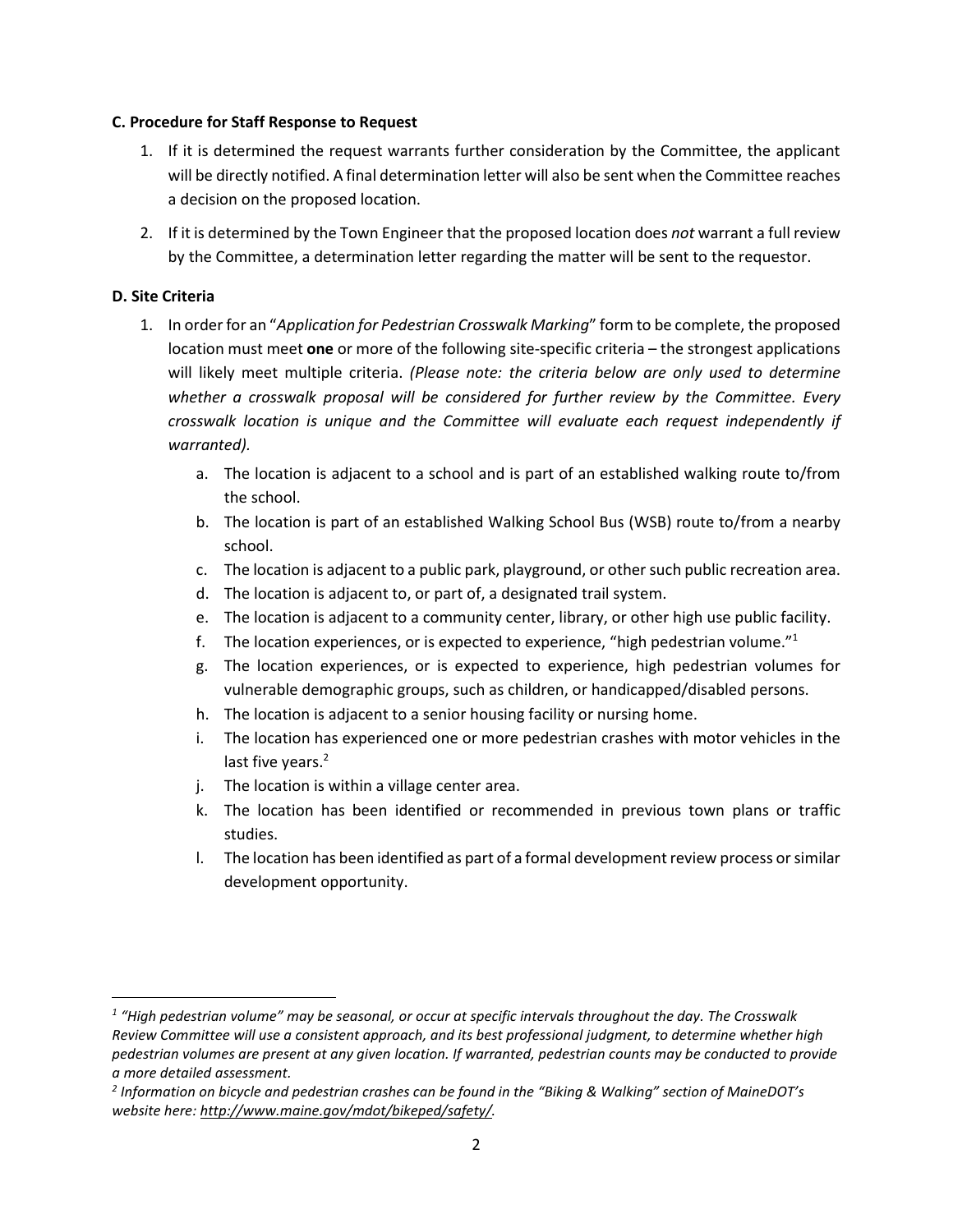**C. Procedure for Staff Response to Request**

1. If it is determined the request warrants further consideration by the Committee, the applicant will be directly notified. A final determination letter will also be sent when the Committee reaches a decision on the proposed location.
2. If it is determined by the Town Engineer that the proposed location does *not* warrant a full review by the Committee, a determination letter regarding the matter will be sent to the requestor.

**D. Site Criteria**

1. In order for an "*Application for Pedestrian Crosswalk Marking*" form to be complete, the proposed location must meet **one** or more of the following site-specific criteria – the strongest applications will likely meet multiple criteria. *(Please note: the criteria below are only used to determine whether a crosswalk proposal will be considered for further review by the Committee. Every crosswalk location is unique and the Committee will evaluate each request independently if warranted).*
    a. The location is adjacent to a school and is part of an established walking route to/from the school.
    b. The location is part of an established Walking School Bus (WSB) route to/from a nearby school.
    c. The location is adjacent to a public park, playground, or other such public recreation area.
    d. The location is adjacent to, or part of, a designated trail system.
    e. The location is adjacent to a community center, library, or other high use public facility.
    f. The location experiences, or is expected to experience, "high pedestrian volume."[1]
    g. The location experiences, or is expected to experience, high pedestrian volumes for vulnerable demographic groups, such as children, or handicapped/disabled persons.
    h. The location is adjacent to a senior housing facility or nursing home.
    i. The location has experienced one or more pedestrian crashes with motor vehicles in the last five years.[2]
    j. The location is within a village center area.
    k. The location has been identified or recommended in previous town plans or traffic studies.
    l. The location has been identified as part of a formal development review process or similar development opportunity.

---

[1] *"High pedestrian volume" may be seasonal, or occur at specific intervals throughout the day. The Crosswalk Review Committee will use a consistent approach, and its best professional judgment, to determine whether high pedestrian volumes are present at any given location. If warranted, pedestrian counts may be conducted to provide a more detailed assessment.*

[2] *Information on bicycle and pedestrian crashes can be found in the "Biking & Walking" section of MaineDOT's website here: http://www.maine.gov/mdot/bikeped/safety/.*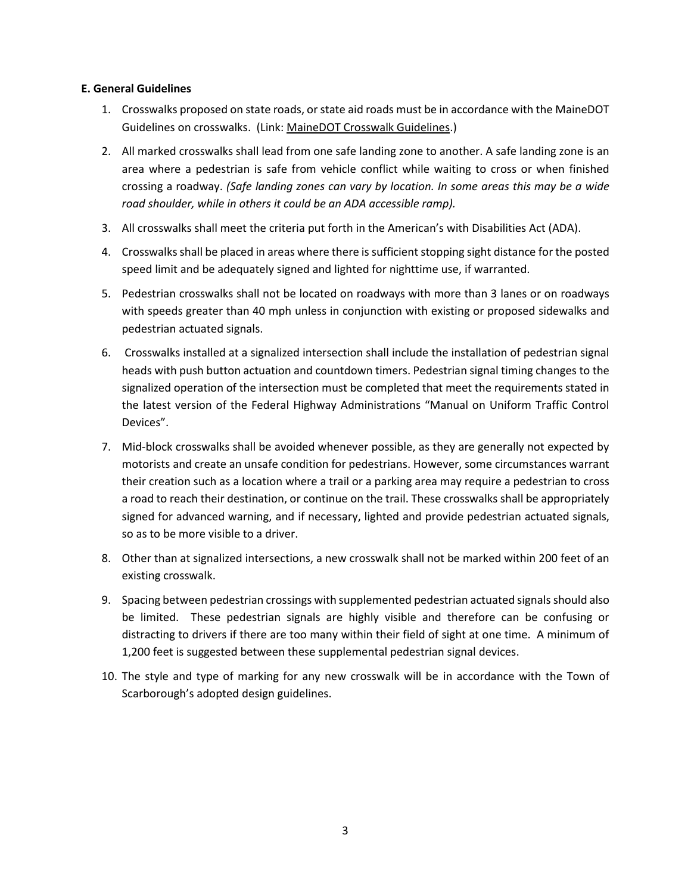**E. General Guidelines**

1. Crosswalks proposed on state roads, or state aid roads must be in accordance with the MaineDOT Guidelines on crosswalks. (Link: MaineDOT Crosswalk Guidelines.)
2. All marked crosswalks shall lead from one safe landing zone to another. A safe landing zone is an area where a pedestrian is safe from vehicle conflict while waiting to cross or when finished crossing a roadway. *(Safe landing zones can vary by location. In some areas this may be a wide road shoulder, while in others it could be an ADA accessible ramp).*
3. All crosswalks shall meet the criteria put forth in the American's with Disabilities Act (ADA).
4. Crosswalks shall be placed in areas where there is sufficient stopping sight distance for the posted speed limit and be adequately signed and lighted for nighttime use, if warranted.
5. Pedestrian crosswalks shall not be located on roadways with more than 3 lanes or on roadways with speeds greater than 40 mph unless in conjunction with existing or proposed sidewalks and pedestrian actuated signals.
6. Crosswalks installed at a signalized intersection shall include the installation of pedestrian signal heads with push button actuation and countdown timers. Pedestrian signal timing changes to the signalized operation of the intersection must be completed that meet the requirements stated in the latest version of the Federal Highway Administrations "Manual on Uniform Traffic Control Devices".
7. Mid-block crosswalks shall be avoided whenever possible, as they are generally not expected by motorists and create an unsafe condition for pedestrians. However, some circumstances warrant their creation such as a location where a trail or a parking area may require a pedestrian to cross a road to reach their destination, or continue on the trail. These crosswalks shall be appropriately signed for advanced warning, and if necessary, lighted and provide pedestrian actuated signals, so as to be more visible to a driver.
8. Other than at signalized intersections, a new crosswalk shall not be marked within 200 feet of an existing crosswalk.
9. Spacing between pedestrian crossings with supplemented pedestrian actuated signals should also be limited. These pedestrian signals are highly visible and therefore can be confusing or distracting to drivers if there are too many within their field of sight at one time. A minimum of 1,200 feet is suggested between these supplemental pedestrian signal devices.
10. The style and type of marking for any new crosswalk will be in accordance with the Town of Scarborough's adopted design guidelines.